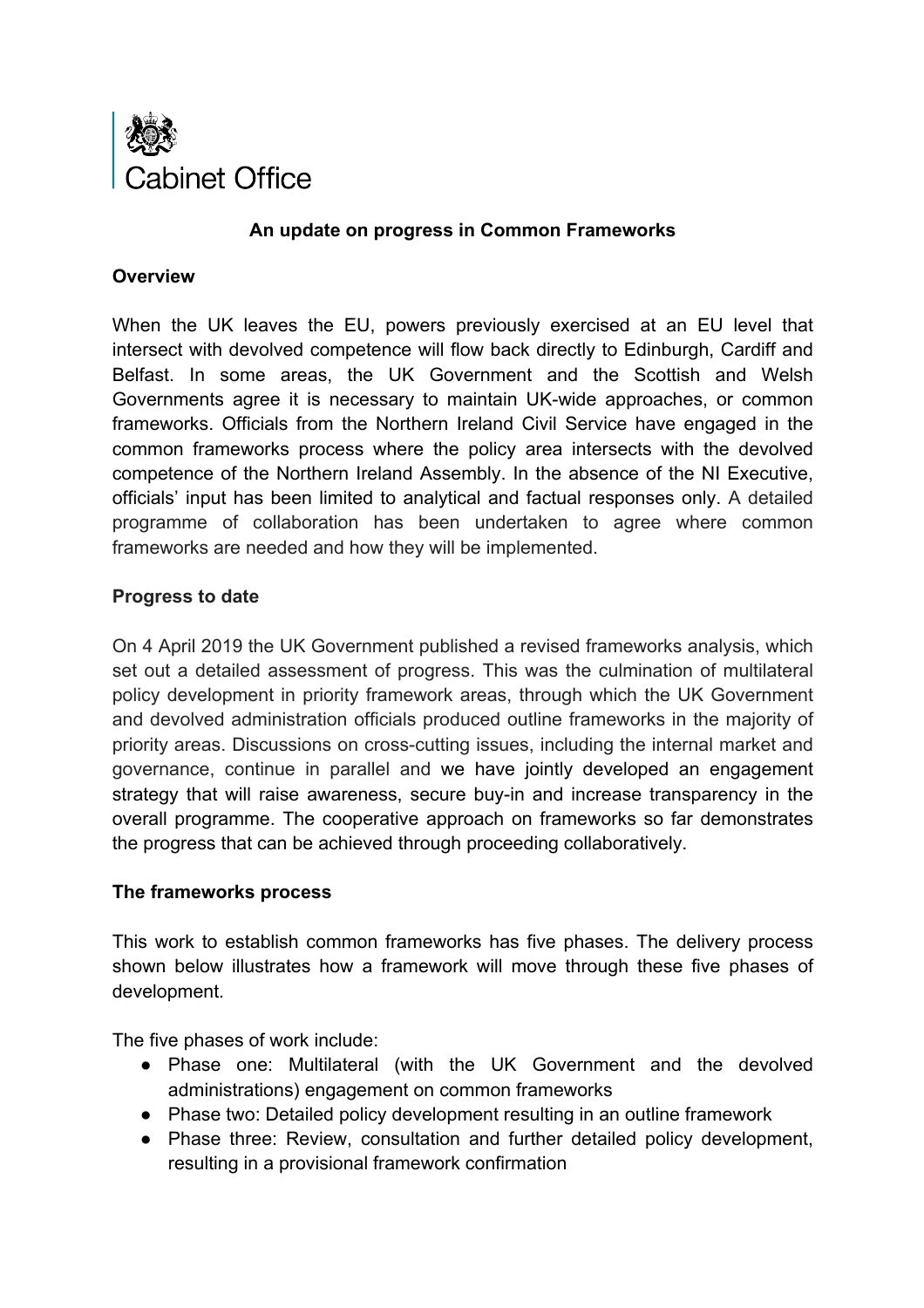Cabinet Office

## An update on progress in Common Frameworks

### Overview

When the UK leaves the EU, powers previously exercised at an EU level that intersect with devolved competence will flow back directly to Edinburgh, Cardiff and Belfast. In some areas, the UK Government and the Scottish and Welsh Governments agree it is necessary to maintain UK-wide approaches, or common frameworks. Officials from the Northern Ireland Civil Service have engaged in the common frameworks process where the policy area intersects with the devolved competence of the Northern Ireland Assembly. In the absence of the NI Executive, officials' input has been limited to analytical and factual responses only. A detailed programme of collaboration has been undertaken to agree where common frameworks are needed and how they will be implemented.

### Progress to date

On 4 April 2019 the UK Government published a revised frameworks analysis, which set out a detailed assessment of progress. This was the culmination of multilateral policy development in priority framework areas, through which the UK Government and devolved administration officials produced outline frameworks in the majority of priority areas. Discussions on cross-cutting issues, including the internal market and governance, continue in parallel and we have jointly developed an engagement strategy that will raise awareness, secure buy-in and increase transparency in the overall programme. The cooperative approach on frameworks so far demonstrates the progress that can be achieved through proceeding collaboratively.

### The frameworks process

This work to establish common frameworks has five phases. The delivery process shown below illustrates how a framework will move through these five phases of development.

The five phases of work include:

- Phase one: Multilateral (with the UK Government and the devolved administrations) engagement on common frameworks
- Phase two: Detailed policy development resulting in an outline framework
- Phase three: Review, consultation and further detailed policy development, resulting in a provisional framework confirmation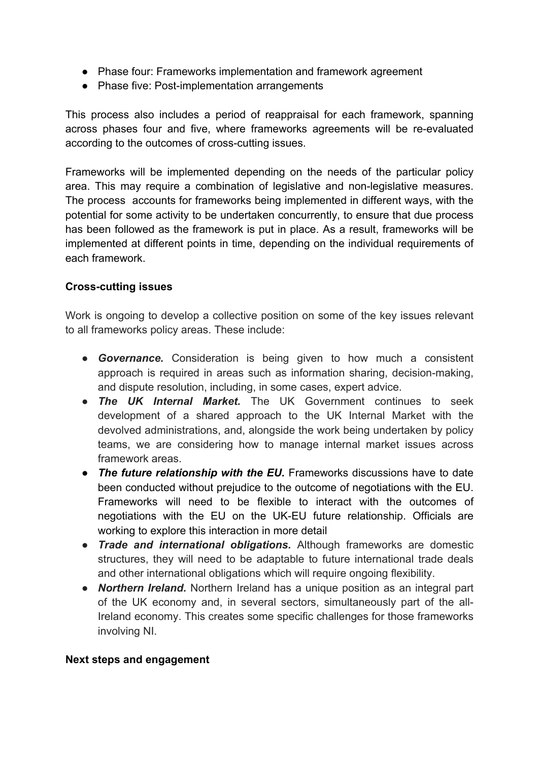- Phase four: Frameworks implementation and framework agreement
- Phase five: Post-implementation arrangements

This process also includes a period of reappraisal for each framework, spanning across phases four and five, where frameworks agreements will be re-evaluated according to the outcomes of cross-cutting issues.

Frameworks will be implemented depending on the needs of the particular policy area. This may require a combination of legislative and non-legislative measures. The process accounts for frameworks being implemented in different ways, with the potential for some activity to be undertaken concurrently, to ensure that due process has been followed as the framework is put in place. As a result, frameworks will be implemented at different points in time, depending on the individual requirements of each framework.

**Cross-cutting issues**

Work is ongoing to develop a collective position on some of the key issues relevant to all frameworks policy areas. These include:

- ***Governance.*** Consideration is being given to how much a consistent approach is required in areas such as information sharing, decision-making, and dispute resolution, including, in some cases, expert advice.
- ***The UK Internal Market.*** The UK Government continues to seek development of a shared approach to the UK Internal Market with the devolved administrations, and, alongside the work being undertaken by policy teams, we are considering how to manage internal market issues across framework areas.
- ***The future relationship with the EU.*** Frameworks discussions have to date been conducted without prejudice to the outcome of negotiations with the EU. Frameworks will need to be flexible to interact with the outcomes of negotiations with the EU on the UK-EU future relationship. Officials are working to explore this interaction in more detail
- ***Trade and international obligations.*** Although frameworks are domestic structures, they will need to be adaptable to future international trade deals and other international obligations which will require ongoing flexibility.
- ***Northern Ireland.*** Northern Ireland has a unique position as an integral part of the UK economy and, in several sectors, simultaneously part of the all-Ireland economy. This creates some specific challenges for those frameworks involving NI.

**Next steps and engagement**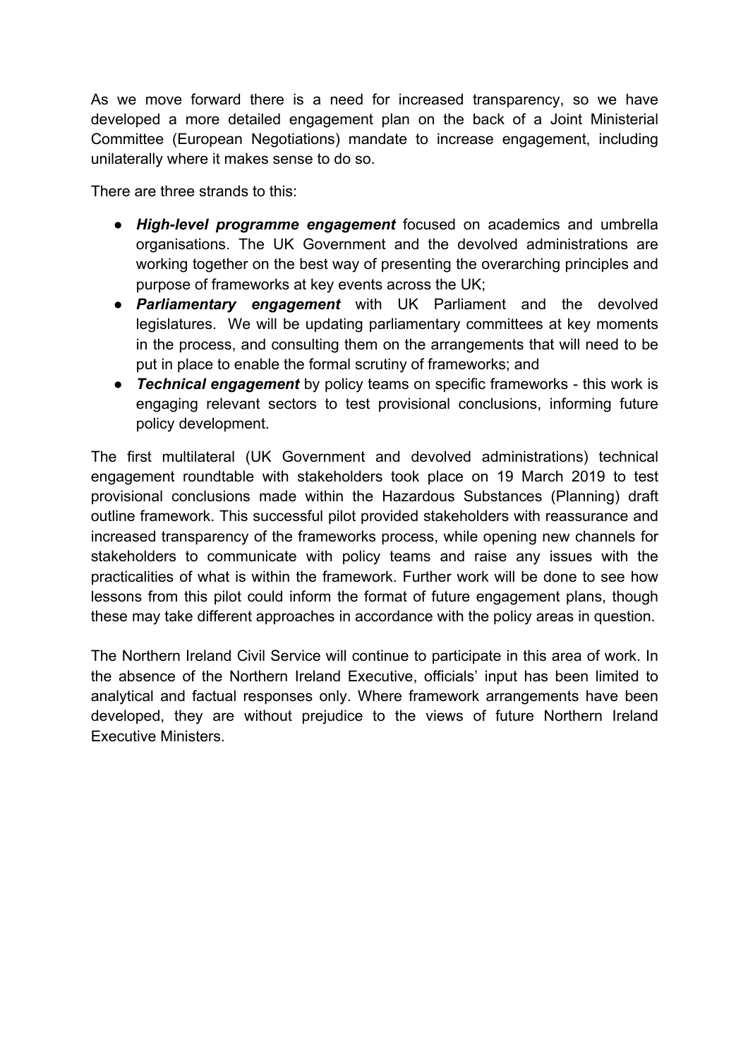As we move forward there is a need for increased transparency, so we have developed a more detailed engagement plan on the back of a Joint Ministerial Committee (European Negotiations) mandate to increase engagement, including unilaterally where it makes sense to do so.

There are three strands to this:

- ***High-level programme engagement*** focused on academics and umbrella organisations. The UK Government and the devolved administrations are working together on the best way of presenting the overarching principles and purpose of frameworks at key events across the UK;
- ***Parliamentary engagement*** with UK Parliament and the devolved legislatures. We will be updating parliamentary committees at key moments in the process, and consulting them on the arrangements that will need to be put in place to enable the formal scrutiny of frameworks; and
- ***Technical engagement*** by policy teams on specific frameworks - this work is engaging relevant sectors to test provisional conclusions, informing future policy development.

The first multilateral (UK Government and devolved administrations) technical engagement roundtable with stakeholders took place on 19 March 2019 to test provisional conclusions made within the Hazardous Substances (Planning) draft outline framework. This successful pilot provided stakeholders with reassurance and increased transparency of the frameworks process, while opening new channels for stakeholders to communicate with policy teams and raise any issues with the practicalities of what is within the framework. Further work will be done to see how lessons from this pilot could inform the format of future engagement plans, though these may take different approaches in accordance with the policy areas in question.

The Northern Ireland Civil Service will continue to participate in this area of work. In the absence of the Northern Ireland Executive, officials' input has been limited to analytical and factual responses only. Where framework arrangements have been developed, they are without prejudice to the views of future Northern Ireland Executive Ministers.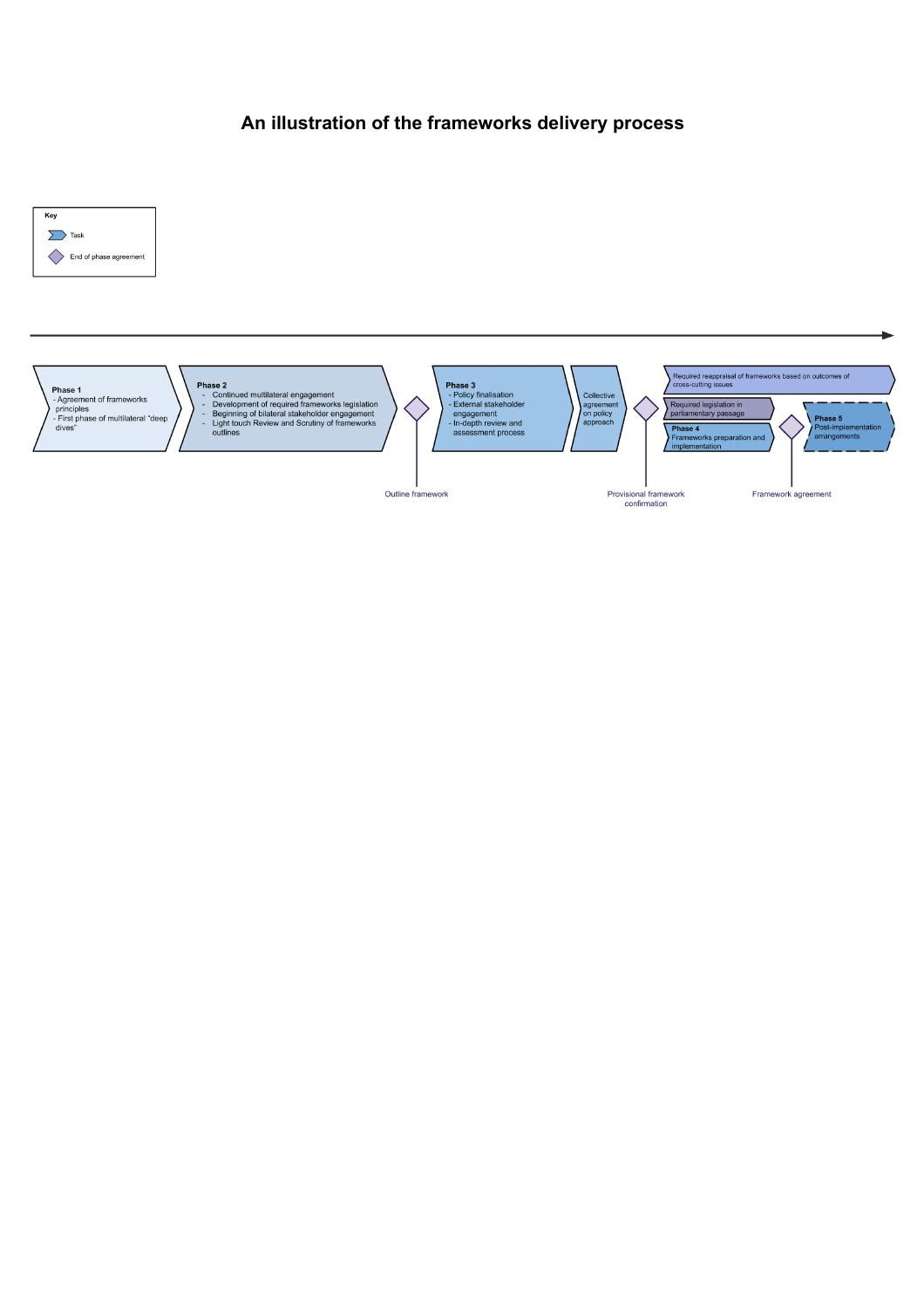# An illustration of the frameworks delivery process

**Key**

- Task
- End of phase agreement

**Phase 1**
- Agreement of frameworks principles
- First phase of multilateral "deep dives"

**Phase 2**
- Continued multilateral engagement
- Development of required frameworks legislation
- Beginning of bilateral stakeholder engagement
- Light touch Review and Scrutiny of frameworks outlines

*Outline framework*

**Phase 3**
- Policy finalisation
- External stakeholder engagement
- In-depth review and assessment process

Collective agreement on policy approach

*Provisional framework confirmation*

Required reappraisal of frameworks based on outcomes of cross-cutting issues

Required legislation in parliamentary passage

**Phase 4**
Frameworks preparation and implementation

*Framework agreement*

**Phase 5**
Post-implementation arrangements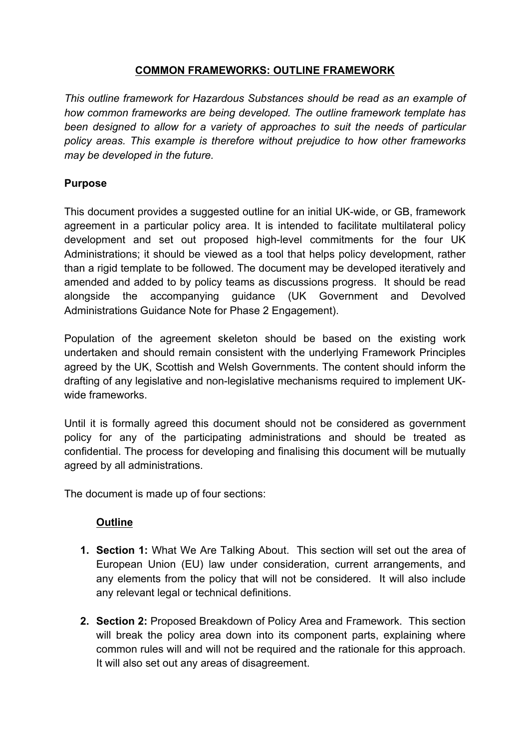# COMMON FRAMEWORKS: OUTLINE FRAMEWORK

*This outline framework for Hazardous Substances should be read as an example of how common frameworks are being developed. The outline framework template has been designed to allow for a variety of approaches to suit the needs of particular policy areas. This example is therefore without prejudice to how other frameworks may be developed in the future.*

## Purpose

This document provides a suggested outline for an initial UK-wide, or GB, framework agreement in a particular policy area. It is intended to facilitate multilateral policy development and set out proposed high-level commitments for the four UK Administrations; it should be viewed as a tool that helps policy development, rather than a rigid template to be followed. The document may be developed iteratively and amended and added to by policy teams as discussions progress. It should be read alongside the accompanying guidance (UK Government and Devolved Administrations Guidance Note for Phase 2 Engagement).

Population of the agreement skeleton should be based on the existing work undertaken and should remain consistent with the underlying Framework Principles agreed by the UK, Scottish and Welsh Governments. The content should inform the drafting of any legislative and non-legislative mechanisms required to implement UK-wide frameworks.

Until it is formally agreed this document should not be considered as government policy for any of the participating administrations and should be treated as confidential. The process for developing and finalising this document will be mutually agreed by all administrations.

The document is made up of four sections:

### Outline

1. **Section 1:** What We Are Talking About. This section will set out the area of European Union (EU) law under consideration, current arrangements, and any elements from the policy that will not be considered. It will also include any relevant legal or technical definitions.

2. **Section 2:** Proposed Breakdown of Policy Area and Framework. This section will break the policy area down into its component parts, explaining where common rules will and will not be required and the rationale for this approach. It will also set out any areas of disagreement.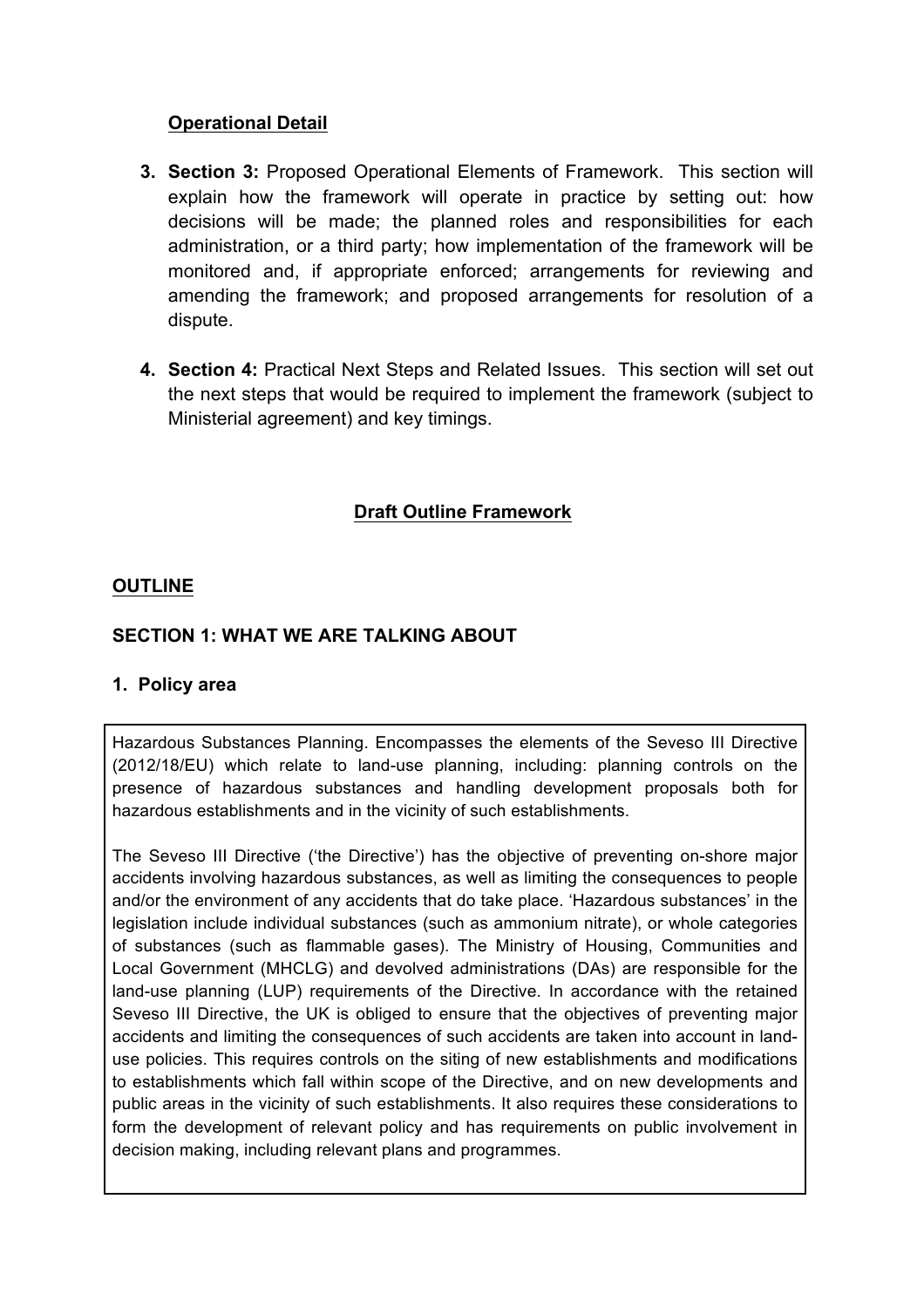**Operational Detail**

3. **Section 3:** Proposed Operational Elements of Framework. This section will explain how the framework will operate in practice by setting out: how decisions will be made; the planned roles and responsibilities for each administration, or a third party; how implementation of the framework will be monitored and, if appropriate enforced; arrangements for reviewing and amending the framework; and proposed arrangements for resolution of a dispute.

4. **Section 4:** Practical Next Steps and Related Issues. This section will set out the next steps that would be required to implement the framework (subject to Ministerial agreement) and key timings.

## Draft Outline Framework

### OUTLINE

### SECTION 1: WHAT WE ARE TALKING ABOUT

#### 1. Policy area

Hazardous Substances Planning. Encompasses the elements of the Seveso III Directive (2012/18/EU) which relate to land-use planning, including: planning controls on the presence of hazardous substances and handling development proposals both for hazardous establishments and in the vicinity of such establishments.

The Seveso III Directive ('the Directive') has the objective of preventing on-shore major accidents involving hazardous substances, as well as limiting the consequences to people and/or the environment of any accidents that do take place. 'Hazardous substances' in the legislation include individual substances (such as ammonium nitrate), or whole categories of substances (such as flammable gases). The Ministry of Housing, Communities and Local Government (MHCLG) and devolved administrations (DAs) are responsible for the land-use planning (LUP) requirements of the Directive. In accordance with the retained Seveso III Directive, the UK is obliged to ensure that the objectives of preventing major accidents and limiting the consequences of such accidents are taken into account in land-use policies. This requires controls on the siting of new establishments and modifications to establishments which fall within scope of the Directive, and on new developments and public areas in the vicinity of such establishments. It also requires these considerations to form the development of relevant policy and has requirements on public involvement in decision making, including relevant plans and programmes.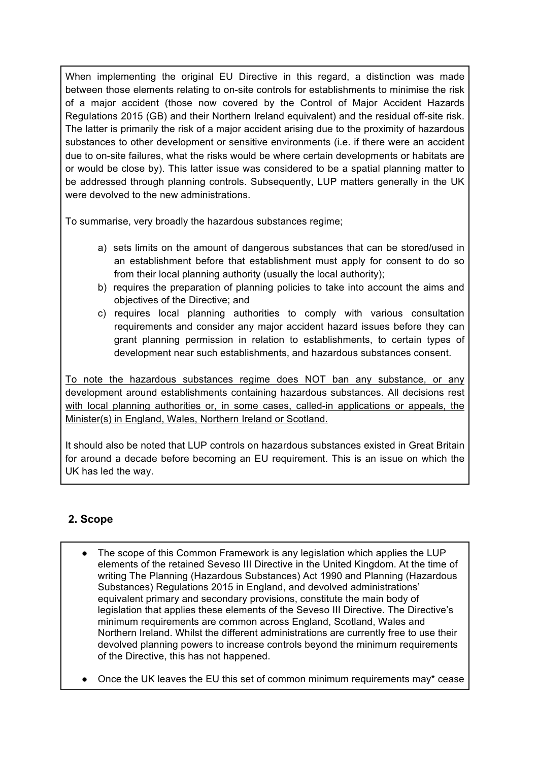When implementing the original EU Directive in this regard, a distinction was made between those elements relating to on-site controls for establishments to minimise the risk of a major accident (those now covered by the Control of Major Accident Hazards Regulations 2015 (GB) and their Northern Ireland equivalent) and the residual off-site risk. The latter is primarily the risk of a major accident arising due to the proximity of hazardous substances to other development or sensitive environments (i.e. if there were an accident due to on-site failures, what the risks would be where certain developments or habitats are or would be close by). This latter issue was considered to be a spatial planning matter to be addressed through planning controls. Subsequently, LUP matters generally in the UK were devolved to the new administrations.

To summarise, very broadly the hazardous substances regime;

a) sets limits on the amount of dangerous substances that can be stored/used in an establishment before that establishment must apply for consent to do so from their local planning authority (usually the local authority);
b) requires the preparation of planning policies to take into account the aims and objectives of the Directive; and
c) requires local planning authorities to comply with various consultation requirements and consider any major accident hazard issues before they can grant planning permission in relation to establishments, to certain types of development near such establishments, and hazardous substances consent.

<u>To note the hazardous substances regime does NOT ban any substance, or any development around establishments containing hazardous substances. All decisions rest with local planning authorities or, in some cases, called-in applications or appeals, the Minister(s) in England, Wales, Northern Ireland or Scotland.</u>

It should also be noted that LUP controls on hazardous substances existed in Great Britain for around a decade before becoming an EU requirement. This is an issue on which the UK has led the way.

## 2. Scope

- The scope of this Common Framework is any legislation which applies the LUP elements of the retained Seveso III Directive in the United Kingdom. At the time of writing The Planning (Hazardous Substances) Act 1990 and Planning (Hazardous Substances) Regulations 2015 in England, and devolved administrations' equivalent primary and secondary provisions, constitute the main body of legislation that applies these elements of the Seveso III Directive. The Directive's minimum requirements are common across England, Scotland, Wales and Northern Ireland. Whilst the different administrations are currently free to use their devolved planning powers to increase controls beyond the minimum requirements of the Directive, this has not happened.
- Once the UK leaves the EU this set of common minimum requirements may* cease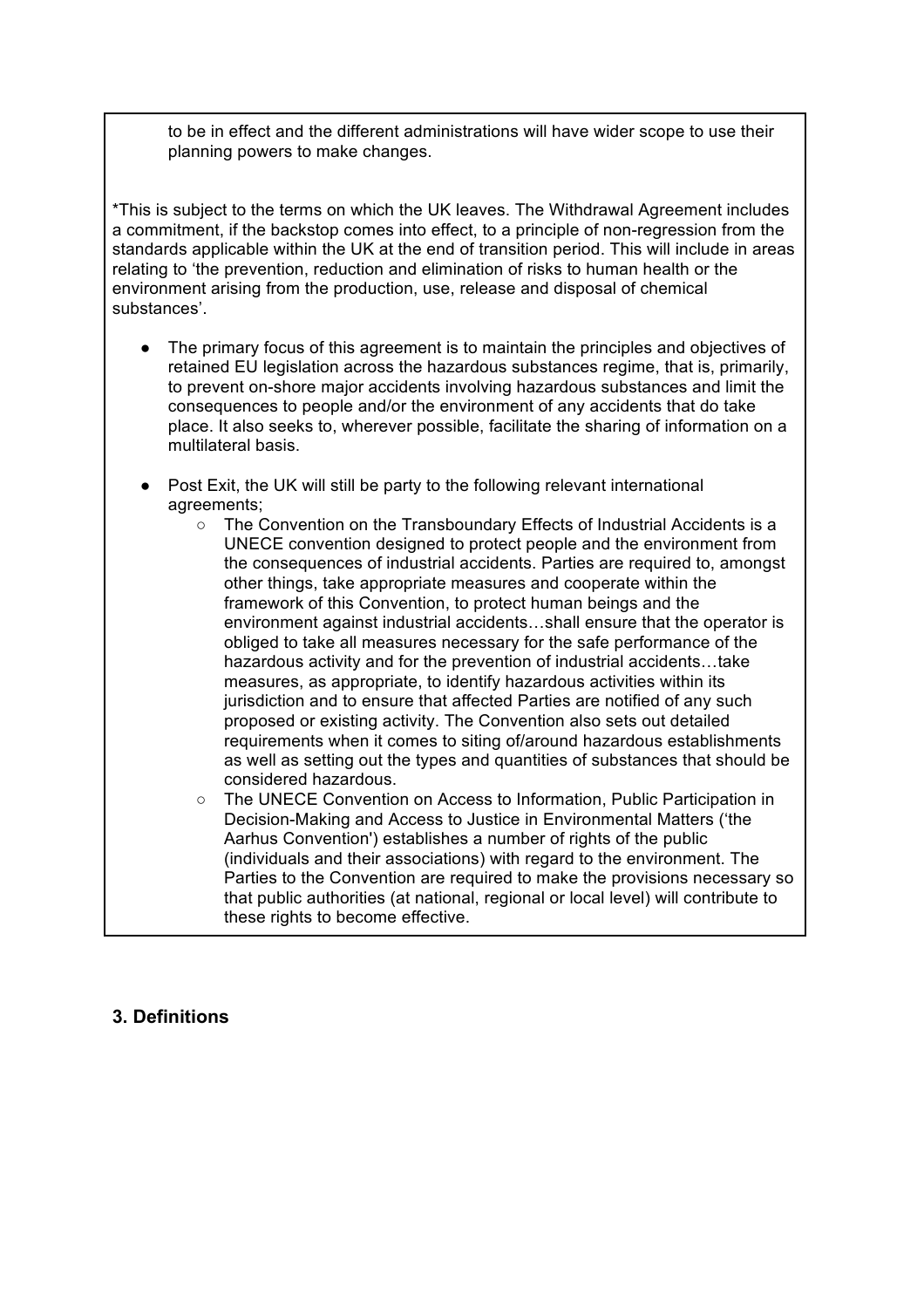to be in effect and the different administrations will have wider scope to use their planning powers to make changes.

*This is subject to the terms on which the UK leaves. The Withdrawal Agreement includes a commitment, if the backstop comes into effect, to a principle of non-regression from the standards applicable within the UK at the end of transition period. This will include in areas relating to 'the prevention, reduction and elimination of risks to human health or the environment arising from the production, use, release and disposal of chemical substances'.

- The primary focus of this agreement is to maintain the principles and objectives of retained EU legislation across the hazardous substances regime, that is, primarily, to prevent on-shore major accidents involving hazardous substances and limit the consequences to people and/or the environment of any accidents that do take place. It also seeks to, wherever possible, facilitate the sharing of information on a multilateral basis.
- Post Exit, the UK will still be party to the following relevant international agreements;
  - The Convention on the Transboundary Effects of Industrial Accidents is a UNECE convention designed to protect people and the environment from the consequences of industrial accidents. Parties are required to, amongst other things, take appropriate measures and cooperate within the framework of this Convention, to protect human beings and the environment against industrial accidents…shall ensure that the operator is obliged to take all measures necessary for the safe performance of the hazardous activity and for the prevention of industrial accidents…take measures, as appropriate, to identify hazardous activities within its jurisdiction and to ensure that affected Parties are notified of any such proposed or existing activity. The Convention also sets out detailed requirements when it comes to siting of/around hazardous establishments as well as setting out the types and quantities of substances that should be considered hazardous.
  - The UNECE Convention on Access to Information, Public Participation in Decision-Making and Access to Justice in Environmental Matters ('the Aarhus Convention') establishes a number of rights of the public (individuals and their associations) with regard to the environment. The Parties to the Convention are required to make the provisions necessary so that public authorities (at national, regional or local level) will contribute to these rights to become effective.

## 3. Definitions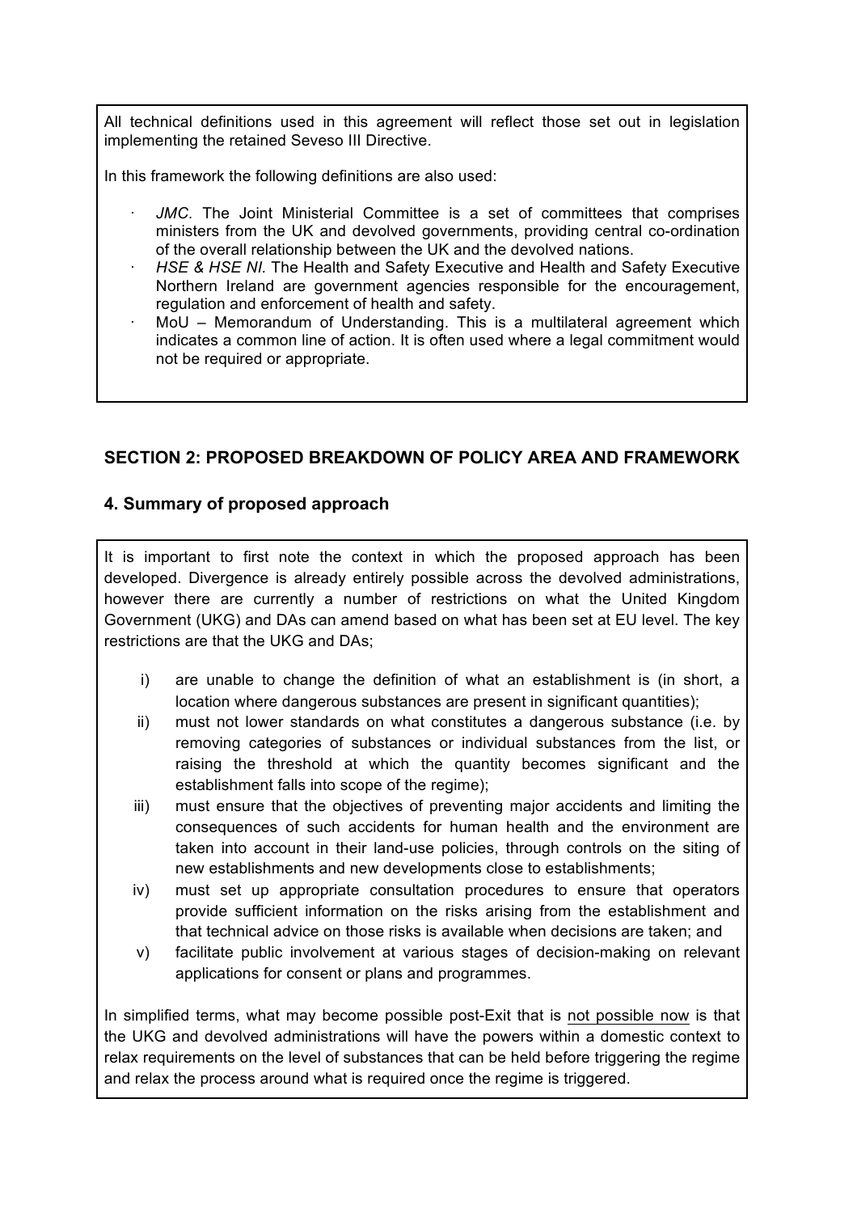All technical definitions used in this agreement will reflect those set out in legislation implementing the retained Seveso III Directive.

In this framework the following definitions are also used:

- *JMC.* The Joint Ministerial Committee is a set of committees that comprises ministers from the UK and devolved governments, providing central co-ordination of the overall relationship between the UK and the devolved nations.
- *HSE & HSE NI.* The Health and Safety Executive and Health and Safety Executive Northern Ireland are government agencies responsible for the encouragement, regulation and enforcement of health and safety.
- MoU – Memorandum of Understanding. This is a multilateral agreement which indicates a common line of action. It is often used where a legal commitment would not be required or appropriate.

## SECTION 2: PROPOSED BREAKDOWN OF POLICY AREA AND FRAMEWORK

### 4. Summary of proposed approach

It is important to first note the context in which the proposed approach has been developed. Divergence is already entirely possible across the devolved administrations, however there are currently a number of restrictions on what the United Kingdom Government (UKG) and DAs can amend based on what has been set at EU level. The key restrictions are that the UKG and DAs;

i) are unable to change the definition of what an establishment is (in short, a location where dangerous substances are present in significant quantities);
ii) must not lower standards on what constitutes a dangerous substance (i.e. by removing categories of substances or individual substances from the list, or raising the threshold at which the quantity becomes significant and the establishment falls into scope of the regime);
iii) must ensure that the objectives of preventing major accidents and limiting the consequences of such accidents for human health and the environment are taken into account in their land-use policies, through controls on the siting of new establishments and new developments close to establishments;
iv) must set up appropriate consultation procedures to ensure that operators provide sufficient information on the risks arising from the establishment and that technical advice on those risks is available when decisions are taken; and
v) facilitate public involvement at various stages of decision-making on relevant applications for consent or plans and programmes.

In simplified terms, what may become possible post-Exit that is <u>not possible now</u> is that the UKG and devolved administrations will have the powers within a domestic context to relax requirements on the level of substances that can be held before triggering the regime and relax the process around what is required once the regime is triggered.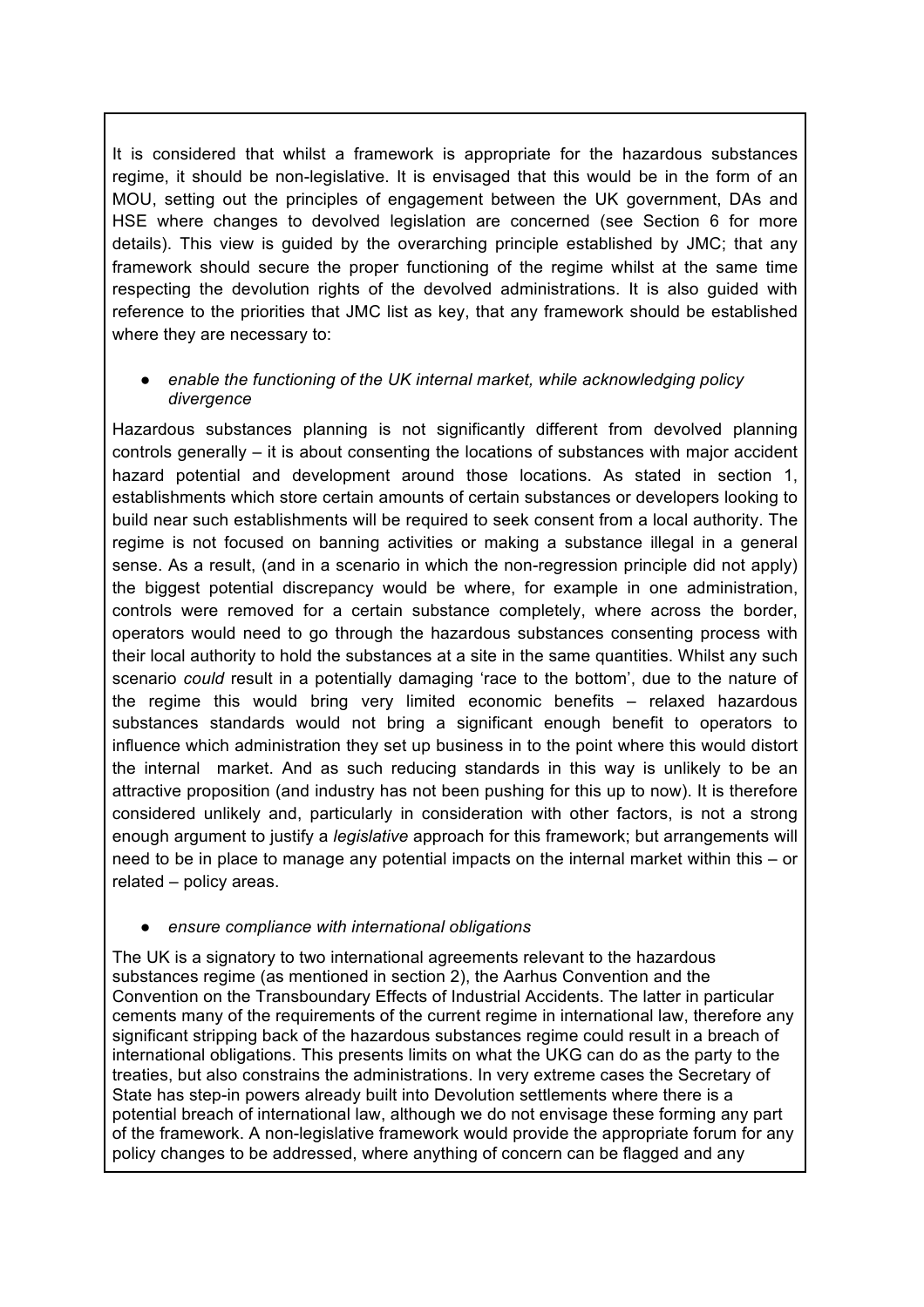It is considered that whilst a framework is appropriate for the hazardous substances regime, it should be non-legislative. It is envisaged that this would be in the form of an MOU, setting out the principles of engagement between the UK government, DAs and HSE where changes to devolved legislation are concerned (see Section 6 for more details). This view is guided by the overarching principle established by JMC; that any framework should secure the proper functioning of the regime whilst at the same time respecting the devolution rights of the devolved administrations. It is also guided with reference to the priorities that JMC list as key, that any framework should be established where they are necessary to:

- *enable the functioning of the UK internal market, while acknowledging policy divergence*

Hazardous substances planning is not significantly different from devolved planning controls generally – it is about consenting the locations of substances with major accident hazard potential and development around those locations. As stated in section 1, establishments which store certain amounts of certain substances or developers looking to build near such establishments will be required to seek consent from a local authority. The regime is not focused on banning activities or making a substance illegal in a general sense. As a result, (and in a scenario in which the non-regression principle did not apply) the biggest potential discrepancy would be where, for example in one administration, controls were removed for a certain substance completely, where across the border, operators would need to go through the hazardous substances consenting process with their local authority to hold the substances at a site in the same quantities. Whilst any such scenario *could* result in a potentially damaging 'race to the bottom', due to the nature of the regime this would bring very limited economic benefits – relaxed hazardous substances standards would not bring a significant enough benefit to operators to influence which administration they set up business in to the point where this would distort the internal market. And as such reducing standards in this way is unlikely to be an attractive proposition (and industry has not been pushing for this up to now). It is therefore considered unlikely and, particularly in consideration with other factors, is not a strong enough argument to justify a *legislative* approach for this framework; but arrangements will need to be in place to manage any potential impacts on the internal market within this – or related – policy areas.

- *ensure compliance with international obligations*

The UK is a signatory to two international agreements relevant to the hazardous substances regime (as mentioned in section 2), the Aarhus Convention and the Convention on the Transboundary Effects of Industrial Accidents. The latter in particular cements many of the requirements of the current regime in international law, therefore any significant stripping back of the hazardous substances regime could result in a breach of international obligations. This presents limits on what the UKG can do as the party to the treaties, but also constrains the administrations. In very extreme cases the Secretary of State has step-in powers already built into Devolution settlements where there is a potential breach of international law, although we do not envisage these forming any part of the framework. A non-legislative framework would provide the appropriate forum for any policy changes to be addressed, where anything of concern can be flagged and any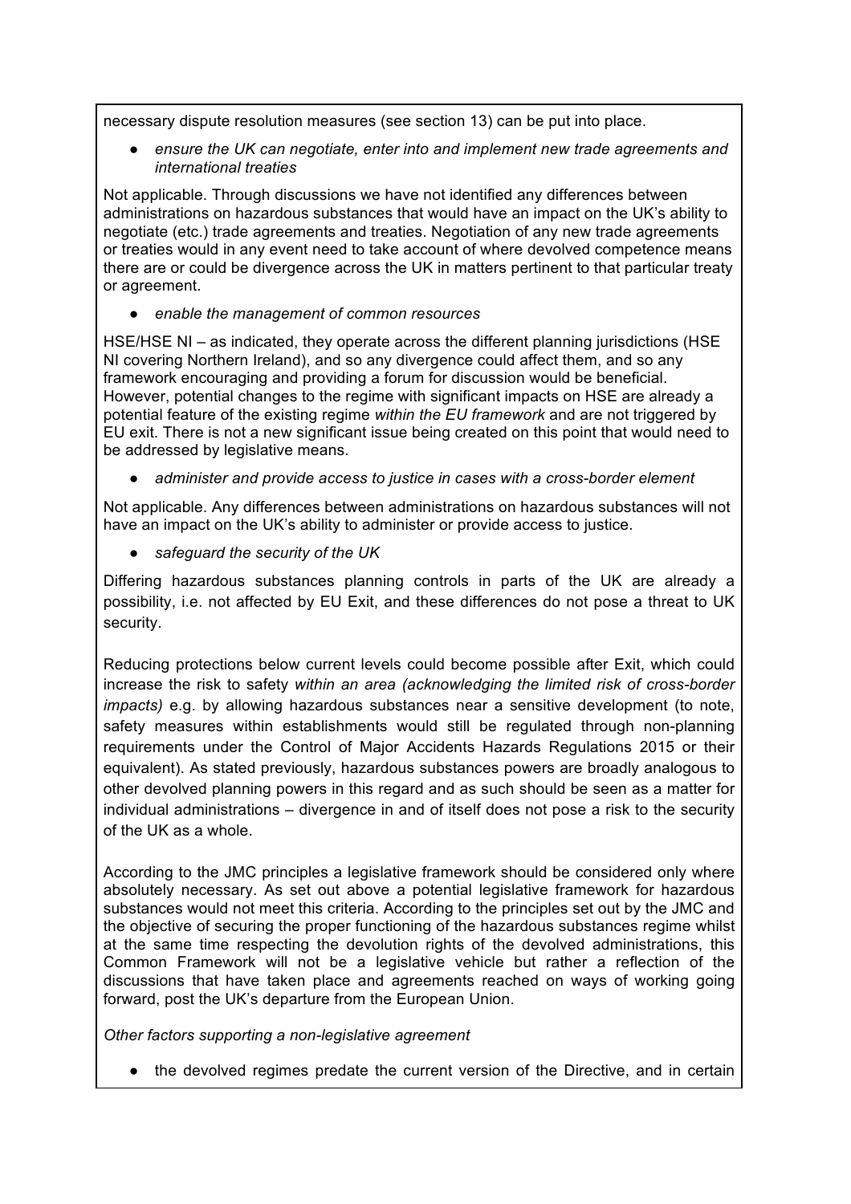necessary dispute resolution measures (see section 13) can be put into place.

- *ensure the UK can negotiate, enter into and implement new trade agreements and international treaties*

Not applicable. Through discussions we have not identified any differences between administrations on hazardous substances that would have an impact on the UK's ability to negotiate (etc.) trade agreements and treaties. Negotiation of any new trade agreements or treaties would in any event need to take account of where devolved competence means there are or could be divergence across the UK in matters pertinent to that particular treaty or agreement.

- *enable the management of common resources*

HSE/HSE NI – as indicated, they operate across the different planning jurisdictions (HSE NI covering Northern Ireland), and so any divergence could affect them, and so any framework encouraging and providing a forum for discussion would be beneficial. However, potential changes to the regime with significant impacts on HSE are already a potential feature of the existing regime *within the EU framework* and are not triggered by EU exit. There is not a new significant issue being created on this point that would need to be addressed by legislative means.

- *administer and provide access to justice in cases with a cross-border element*

Not applicable. Any differences between administrations on hazardous substances will not have an impact on the UK's ability to administer or provide access to justice.

- *safeguard the security of the UK*

Differing hazardous substances planning controls in parts of the UK are already a possibility, i.e. not affected by EU Exit, and these differences do not pose a threat to UK security.

Reducing protections below current levels could become possible after Exit, which could increase the risk to safety *within an area (acknowledging the limited risk of cross-border impacts)* e.g. by allowing hazardous substances near a sensitive development (to note, safety measures within establishments would still be regulated through non-planning requirements under the Control of Major Accidents Hazards Regulations 2015 or their equivalent). As stated previously, hazardous substances powers are broadly analogous to other devolved planning powers in this regard and as such should be seen as a matter for individual administrations – divergence in and of itself does not pose a risk to the security of the UK as a whole.

According to the JMC principles a legislative framework should be considered only where absolutely necessary. As set out above a potential legislative framework for hazardous substances would not meet this criteria. According to the principles set out by the JMC and the objective of securing the proper functioning of the hazardous substances regime whilst at the same time respecting the devolution rights of the devolved administrations, this Common Framework will not be a legislative vehicle but rather a reflection of the discussions that have taken place and agreements reached on ways of working going forward, post the UK's departure from the European Union.

*Other factors supporting a non-legislative agreement*

- the devolved regimes predate the current version of the Directive, and in certain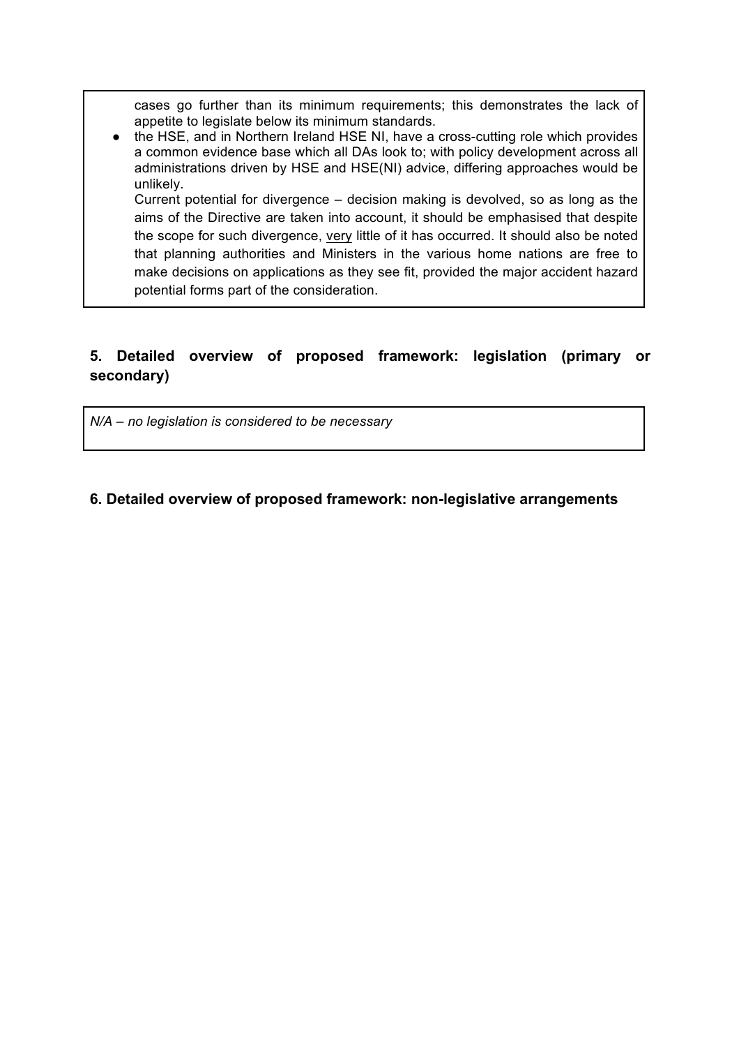cases go further than its minimum requirements; this demonstrates the lack of appetite to legislate below its minimum standards.

- the HSE, and in Northern Ireland HSE NI, have a cross-cutting role which provides a common evidence base which all DAs look to; with policy development across all administrations driven by HSE and HSE(NI) advice, differing approaches would be unlikely.

  Current potential for divergence – decision making is devolved, so as long as the aims of the Directive are taken into account, it should be emphasised that despite the scope for such divergence, <u>very</u> little of it has occurred. It should also be noted that planning authorities and Ministers in the various home nations are free to make decisions on applications as they see fit, provided the major accident hazard potential forms part of the consideration.

## 5. Detailed overview of proposed framework: legislation (primary or secondary)

*N/A – no legislation is considered to be necessary*

## 6. Detailed overview of proposed framework: non-legislative arrangements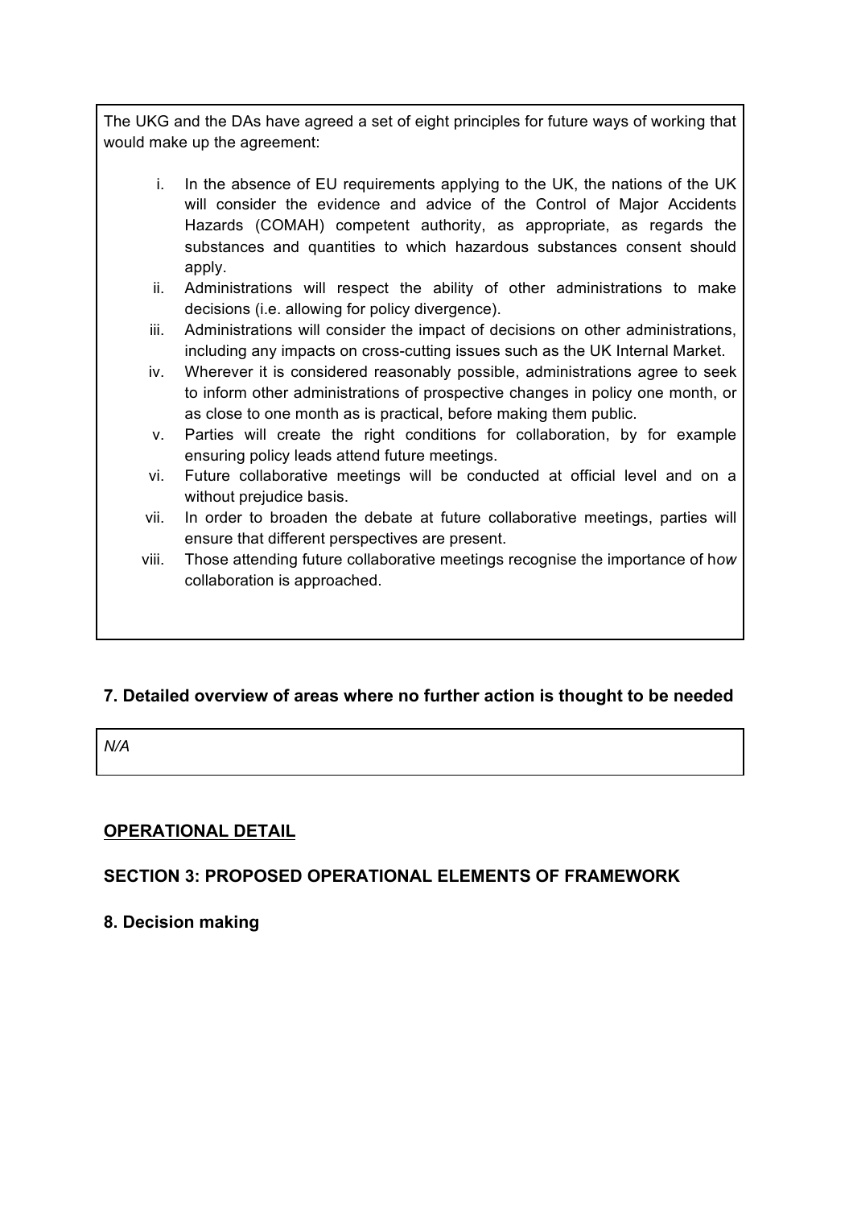The UKG and the DAs have agreed a set of eight principles for future ways of working that would make up the agreement:

i. In the absence of EU requirements applying to the UK, the nations of the UK will consider the evidence and advice of the Control of Major Accidents Hazards (COMAH) competent authority, as appropriate, as regards the substances and quantities to which hazardous substances consent should apply.
ii. Administrations will respect the ability of other administrations to make decisions (i.e. allowing for policy divergence).
iii. Administrations will consider the impact of decisions on other administrations, including any impacts on cross-cutting issues such as the UK Internal Market.
iv. Wherever it is considered reasonably possible, administrations agree to seek to inform other administrations of prospective changes in policy one month, or as close to one month as is practical, before making them public.
v. Parties will create the right conditions for collaboration, by for example ensuring policy leads attend future meetings.
vi. Future collaborative meetings will be conducted at official level and on a without prejudice basis.
vii. In order to broaden the debate at future collaborative meetings, parties will ensure that different perspectives are present.
viii. Those attending future collaborative meetings recognise the importance of h*ow* collaboration is approached.

## 7. Detailed overview of areas where no further action is thought to be needed

*N/A*

## OPERATIONAL DETAIL

## SECTION 3: PROPOSED OPERATIONAL ELEMENTS OF FRAMEWORK

## 8. Decision making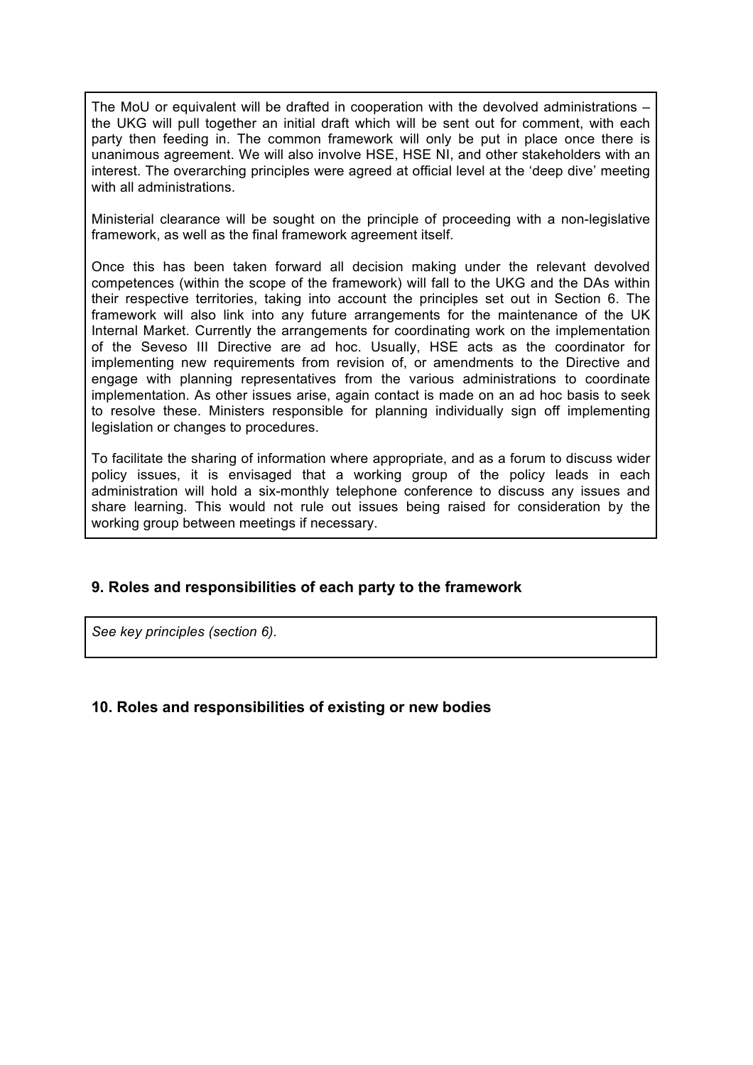The MoU or equivalent will be drafted in cooperation with the devolved administrations – the UKG will pull together an initial draft which will be sent out for comment, with each party then feeding in. The common framework will only be put in place once there is unanimous agreement. We will also involve HSE, HSE NI, and other stakeholders with an interest. The overarching principles were agreed at official level at the 'deep dive' meeting with all administrations.

Ministerial clearance will be sought on the principle of proceeding with a non-legislative framework, as well as the final framework agreement itself.

Once this has been taken forward all decision making under the relevant devolved competences (within the scope of the framework) will fall to the UKG and the DAs within their respective territories, taking into account the principles set out in Section 6. The framework will also link into any future arrangements for the maintenance of the UK Internal Market. Currently the arrangements for coordinating work on the implementation of the Seveso III Directive are ad hoc. Usually, HSE acts as the coordinator for implementing new requirements from revision of, or amendments to the Directive and engage with planning representatives from the various administrations to coordinate implementation. As other issues arise, again contact is made on an ad hoc basis to seek to resolve these. Ministers responsible for planning individually sign off implementing legislation or changes to procedures.

To facilitate the sharing of information where appropriate, and as a forum to discuss wider policy issues, it is envisaged that a working group of the policy leads in each administration will hold a six-monthly telephone conference to discuss any issues and share learning. This would not rule out issues being raised for consideration by the working group between meetings if necessary.

### 9. Roles and responsibilities of each party to the framework

*See key principles (section 6).*

### 10. Roles and responsibilities of existing or new bodies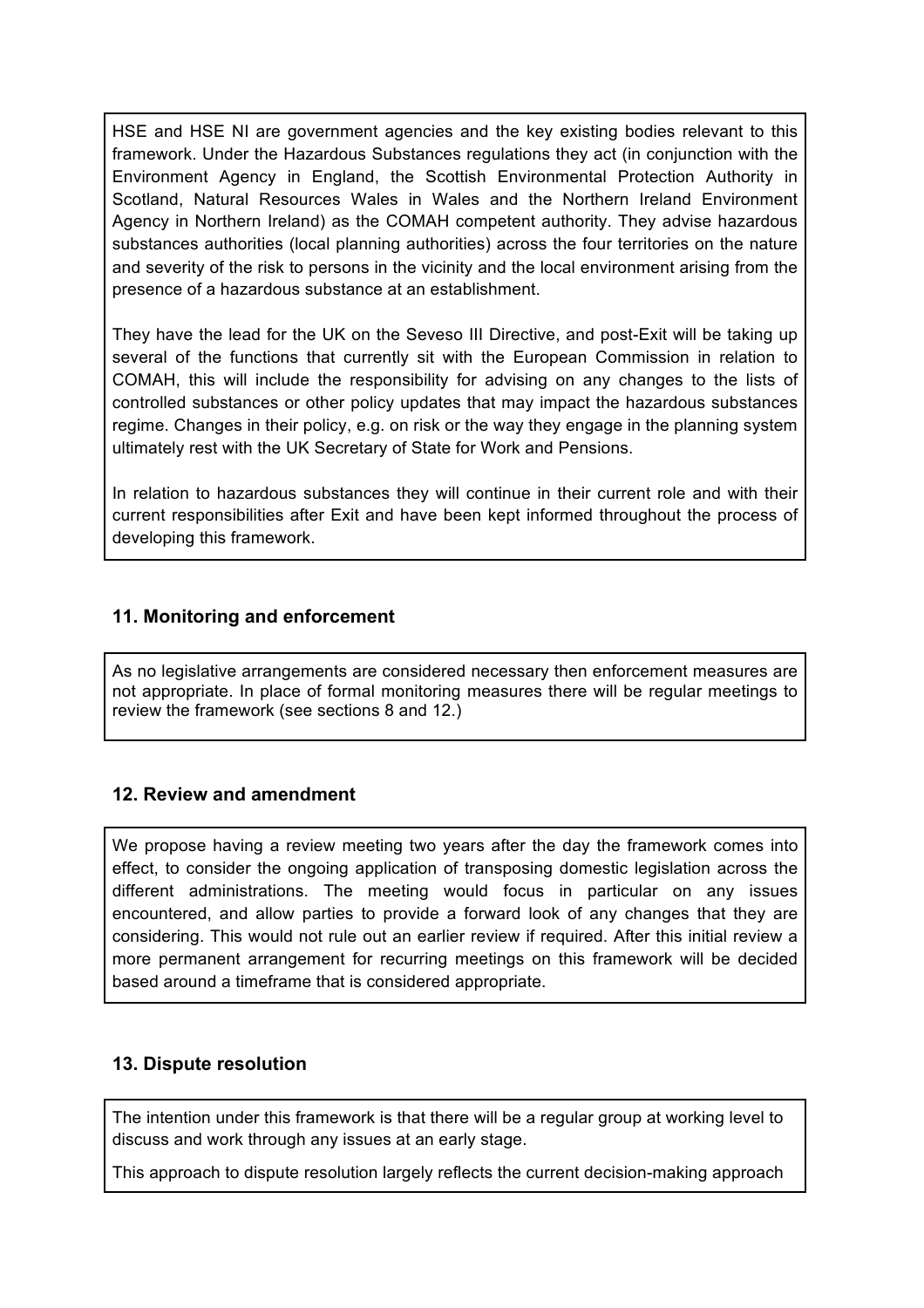HSE and HSE NI are government agencies and the key existing bodies relevant to this framework. Under the Hazardous Substances regulations they act (in conjunction with the Environment Agency in England, the Scottish Environmental Protection Authority in Scotland, Natural Resources Wales in Wales and the Northern Ireland Environment Agency in Northern Ireland) as the COMAH competent authority. They advise hazardous substances authorities (local planning authorities) across the four territories on the nature and severity of the risk to persons in the vicinity and the local environment arising from the presence of a hazardous substance at an establishment.

They have the lead for the UK on the Seveso III Directive, and post-Exit will be taking up several of the functions that currently sit with the European Commission in relation to COMAH, this will include the responsibility for advising on any changes to the lists of controlled substances or other policy updates that may impact the hazardous substances regime. Changes in their policy, e.g. on risk or the way they engage in the planning system ultimately rest with the UK Secretary of State for Work and Pensions.

In relation to hazardous substances they will continue in their current role and with their current responsibilities after Exit and have been kept informed throughout the process of developing this framework.

## 11. Monitoring and enforcement

As no legislative arrangements are considered necessary then enforcement measures are not appropriate. In place of formal monitoring measures there will be regular meetings to review the framework (see sections 8 and 12.)

## 12. Review and amendment

We propose having a review meeting two years after the day the framework comes into effect, to consider the ongoing application of transposing domestic legislation across the different administrations. The meeting would focus in particular on any issues encountered, and allow parties to provide a forward look of any changes that they are considering. This would not rule out an earlier review if required. After this initial review a more permanent arrangement for recurring meetings on this framework will be decided based around a timeframe that is considered appropriate.

## 13. Dispute resolution

The intention under this framework is that there will be a regular group at working level to discuss and work through any issues at an early stage.

This approach to dispute resolution largely reflects the current decision-making approach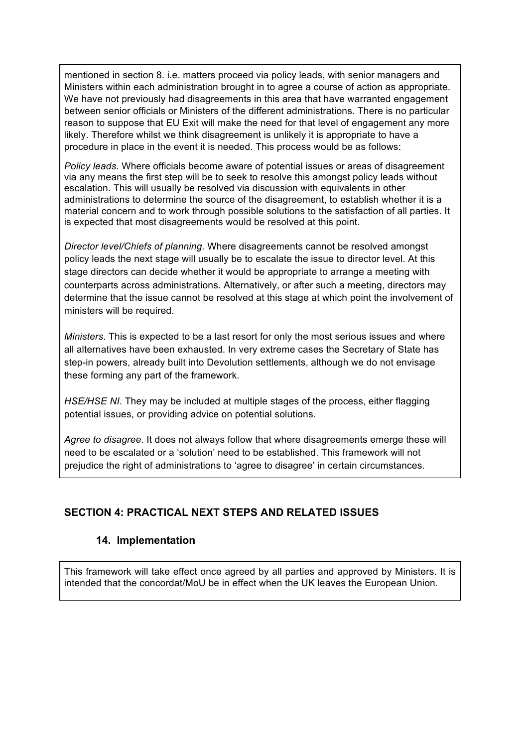mentioned in section 8. i.e. matters proceed via policy leads, with senior managers and Ministers within each administration brought in to agree a course of action as appropriate. We have not previously had disagreements in this area that have warranted engagement between senior officials or Ministers of the different administrations. There is no particular reason to suppose that EU Exit will make the need for that level of engagement any more likely. Therefore whilst we think disagreement is unlikely it is appropriate to have a procedure in place in the event it is needed. This process would be as follows:

*Policy leads*. Where officials become aware of potential issues or areas of disagreement via any means the first step will be to seek to resolve this amongst policy leads without escalation. This will usually be resolved via discussion with equivalents in other administrations to determine the source of the disagreement, to establish whether it is a material concern and to work through possible solutions to the satisfaction of all parties. It is expected that most disagreements would be resolved at this point.

*Director level/Chiefs of planning*. Where disagreements cannot be resolved amongst policy leads the next stage will usually be to escalate the issue to director level. At this stage directors can decide whether it would be appropriate to arrange a meeting with counterparts across administrations. Alternatively, or after such a meeting, directors may determine that the issue cannot be resolved at this stage at which point the involvement of ministers will be required.

*Ministers*. This is expected to be a last resort for only the most serious issues and where all alternatives have been exhausted. In very extreme cases the Secretary of State has step-in powers, already built into Devolution settlements, although we do not envisage these forming any part of the framework.

*HSE/HSE NI*. They may be included at multiple stages of the process, either flagging potential issues, or providing advice on potential solutions.

*Agree to disagree*. It does not always follow that where disagreements emerge these will need to be escalated or a 'solution' need to be established. This framework will not prejudice the right of administrations to 'agree to disagree' in certain circumstances.

## SECTION 4: PRACTICAL NEXT STEPS AND RELATED ISSUES

### 14. Implementation

This framework will take effect once agreed by all parties and approved by Ministers. It is intended that the concordat/MoU be in effect when the UK leaves the European Union.